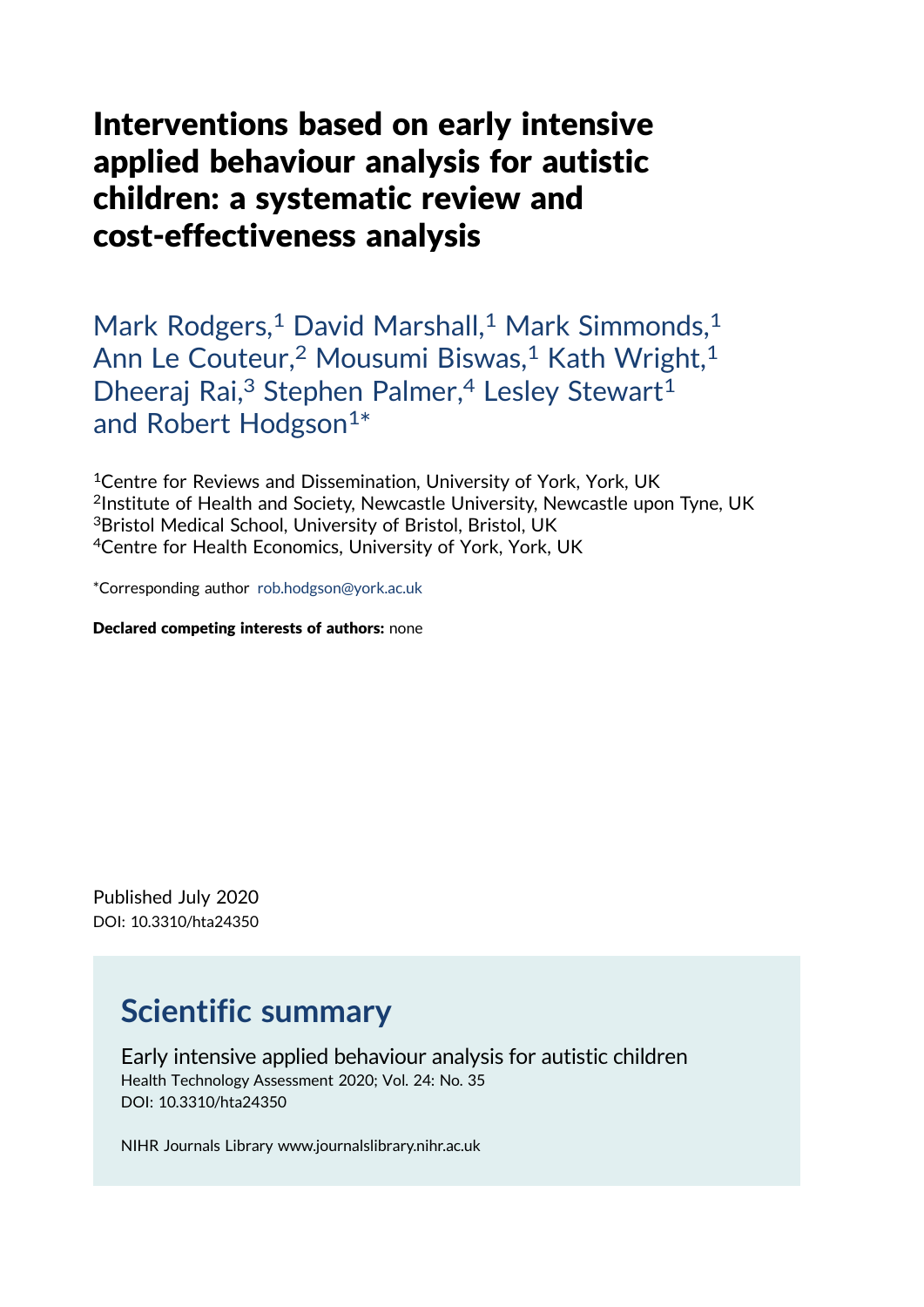# Interventions based on early intensive applied behaviour analysis for autistic children: a systematic review and cost-effectiveness analysis

Mark Rodgers,[1] David Marshall,[1] Mark Simmonds,[1] Ann Le Couteur,[2] Mousumi Biswas,[1] Kath Wright,[1] Dheeraj Rai,[3] Stephen Palmer,[4] Lesley Stewart[1] and Robert Hodgson[1]*

[1]Centre for Reviews and Dissemination, University of York, York, UK
[2]Institute of Health and Society, Newcastle University, Newcastle upon Tyne, UK
[3]Bristol Medical School, University of Bristol, Bristol, UK
[4]Centre for Health Economics, University of York, York, UK

*Corresponding author rob.hodgson@york.ac.uk

**Declared competing interests of authors:** none

Published July 2020
DOI: 10.3310/hta24350

## Scientific summary

Early intensive applied behaviour analysis for autistic children
Health Technology Assessment 2020; Vol. 24: No. 35
DOI: 10.3310/hta24350

NIHR Journals Library www.journalslibrary.nihr.ac.uk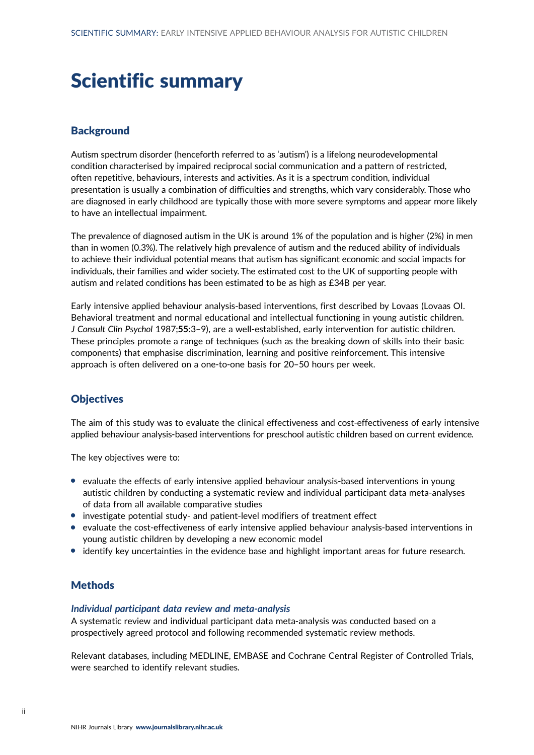# Scientific summary

## Background

Autism spectrum disorder (henceforth referred to as 'autism') is a lifelong neurodevelopmental condition characterised by impaired reciprocal social communication and a pattern of restricted, often repetitive, behaviours, interests and activities. As it is a spectrum condition, individual presentation is usually a combination of difficulties and strengths, which vary considerably. Those who are diagnosed in early childhood are typically those with more severe symptoms and appear more likely to have an intellectual impairment.

The prevalence of diagnosed autism in the UK is around 1% of the population and is higher (2%) in men than in women (0.3%). The relatively high prevalence of autism and the reduced ability of individuals to achieve their individual potential means that autism has significant economic and social impacts for individuals, their families and wider society. The estimated cost to the UK of supporting people with autism and related conditions has been estimated to be as high as £34B per year.

Early intensive applied behaviour analysis-based interventions, first described by Lovaas (Lovaas OI. Behavioral treatment and normal educational and intellectual functioning in young autistic children. *J Consult Clin Psychol* 1987;**55**:3–9), are a well-established, early intervention for autistic children. These principles promote a range of techniques (such as the breaking down of skills into their basic components) that emphasise discrimination, learning and positive reinforcement. This intensive approach is often delivered on a one-to-one basis for 20–50 hours per week.

## Objectives

The aim of this study was to evaluate the clinical effectiveness and cost-effectiveness of early intensive applied behaviour analysis-based interventions for preschool autistic children based on current evidence.

The key objectives were to:

- evaluate the effects of early intensive applied behaviour analysis-based interventions in young autistic children by conducting a systematic review and individual participant data meta-analyses of data from all available comparative studies
- investigate potential study- and patient-level modifiers of treatment effect
- evaluate the cost-effectiveness of early intensive applied behaviour analysis-based interventions in young autistic children by developing a new economic model
- identify key uncertainties in the evidence base and highlight important areas for future research.

## Methods

### *Individual participant data review and meta-analysis*

A systematic review and individual participant data meta-analysis was conducted based on a prospectively agreed protocol and following recommended systematic review methods.

Relevant databases, including MEDLINE, EMBASE and Cochrane Central Register of Controlled Trials, were searched to identify relevant studies.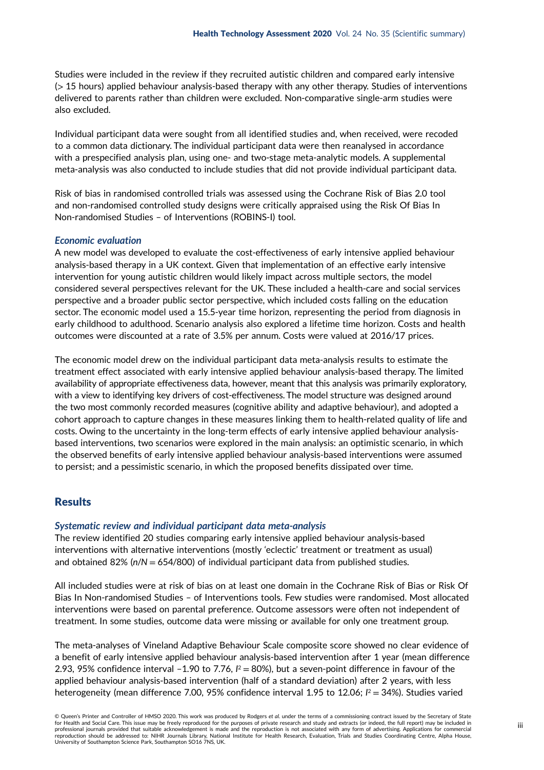Studies were included in the review if they recruited autistic children and compared early intensive (> 15 hours) applied behaviour analysis-based therapy with any other therapy. Studies of interventions delivered to parents rather than children were excluded. Non-comparative single-arm studies were also excluded.

Individual participant data were sought from all identified studies and, when received, were recoded to a common data dictionary. The individual participant data were then reanalysed in accordance with a prespecified analysis plan, using one- and two-stage meta-analytic models. A supplemental meta-analysis was also conducted to include studies that did not provide individual participant data.

Risk of bias in randomised controlled trials was assessed using the Cochrane Risk of Bias 2.0 tool and non-randomised controlled study designs were critically appraised using the Risk Of Bias In Non-randomised Studies – of Interventions (ROBINS-I) tool.

### *Economic evaluation*

A new model was developed to evaluate the cost-effectiveness of early intensive applied behaviour analysis-based therapy in a UK context. Given that implementation of an effective early intensive intervention for young autistic children would likely impact across multiple sectors, the model considered several perspectives relevant for the UK. These included a health-care and social services perspective and a broader public sector perspective, which included costs falling on the education sector. The economic model used a 15.5-year time horizon, representing the period from diagnosis in early childhood to adulthood. Scenario analysis also explored a lifetime time horizon. Costs and health outcomes were discounted at a rate of 3.5% per annum. Costs were valued at 2016/17 prices.

The economic model drew on the individual participant data meta-analysis results to estimate the treatment effect associated with early intensive applied behaviour analysis-based therapy. The limited availability of appropriate effectiveness data, however, meant that this analysis was primarily exploratory, with a view to identifying key drivers of cost-effectiveness. The model structure was designed around the two most commonly recorded measures (cognitive ability and adaptive behaviour), and adopted a cohort approach to capture changes in these measures linking them to health-related quality of life and costs. Owing to the uncertainty in the long-term effects of early intensive applied behaviour analysis-based interventions, two scenarios were explored in the main analysis: an optimistic scenario, in which the observed benefits of early intensive applied behaviour analysis-based interventions were assumed to persist; and a pessimistic scenario, in which the proposed benefits dissipated over time.

## Results

### *Systematic review and individual participant data meta-analysis*

The review identified 20 studies comparing early intensive applied behaviour analysis-based interventions with alternative interventions (mostly 'eclectic' treatment or treatment as usual) and obtained 82% ($n/N = 654/800$) of individual participant data from published studies.

All included studies were at risk of bias on at least one domain in the Cochrane Risk of Bias or Risk Of Bias In Non-randomised Studies – of Interventions tools. Few studies were randomised. Most allocated interventions were based on parental preference. Outcome assessors were often not independent of treatment. In some studies, outcome data were missing or available for only one treatment group.

The meta-analyses of Vineland Adaptive Behaviour Scale composite score showed no clear evidence of a benefit of early intensive applied behaviour analysis-based intervention after 1 year (mean difference 2.93, 95% confidence interval –1.90 to 7.76, $I^2 = 80\%$), but a seven-point difference in favour of the applied behaviour analysis-based intervention (half of a standard deviation) after 2 years, with less heterogeneity (mean difference 7.00, 95% confidence interval 1.95 to 12.06; $I^2 = 34\%$). Studies varied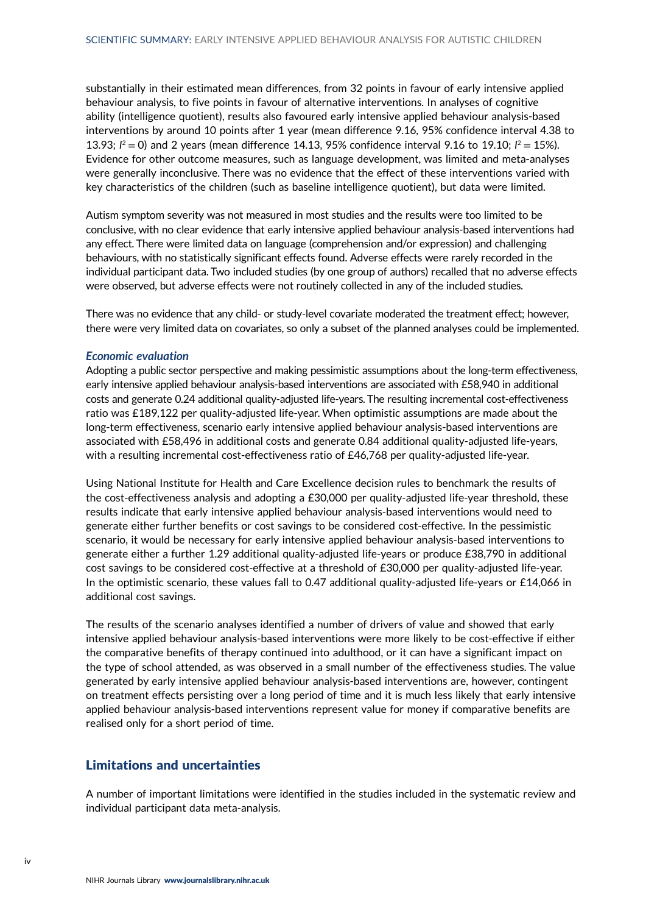substantially in their estimated mean differences, from 32 points in favour of early intensive applied behaviour analysis, to five points in favour of alternative interventions. In analyses of cognitive ability (intelligence quotient), results also favoured early intensive applied behaviour analysis-based interventions by around 10 points after 1 year (mean difference 9.16, 95% confidence interval 4.38 to 13.93; $I^2 = 0$) and 2 years (mean difference 14.13, 95% confidence interval 9.16 to 19.10; $I^2 = 15\%$). Evidence for other outcome measures, such as language development, was limited and meta-analyses were generally inconclusive. There was no evidence that the effect of these interventions varied with key characteristics of the children (such as baseline intelligence quotient), but data were limited.

Autism symptom severity was not measured in most studies and the results were too limited to be conclusive, with no clear evidence that early intensive applied behaviour analysis-based interventions had any effect. There were limited data on language (comprehension and/or expression) and challenging behaviours, with no statistically significant effects found. Adverse effects were rarely recorded in the individual participant data. Two included studies (by one group of authors) recalled that no adverse effects were observed, but adverse effects were not routinely collected in any of the included studies.

There was no evidence that any child- or study-level covariate moderated the treatment effect; however, there were very limited data on covariates, so only a subset of the planned analyses could be implemented.

### *Economic evaluation*

Adopting a public sector perspective and making pessimistic assumptions about the long-term effectiveness, early intensive applied behaviour analysis-based interventions are associated with £58,940 in additional costs and generate 0.24 additional quality-adjusted life-years. The resulting incremental cost-effectiveness ratio was £189,122 per quality-adjusted life-year. When optimistic assumptions are made about the long-term effectiveness, scenario early intensive applied behaviour analysis-based interventions are associated with £58,496 in additional costs and generate 0.84 additional quality-adjusted life-years, with a resulting incremental cost-effectiveness ratio of £46,768 per quality-adjusted life-year.

Using National Institute for Health and Care Excellence decision rules to benchmark the results of the cost-effectiveness analysis and adopting a £30,000 per quality-adjusted life-year threshold, these results indicate that early intensive applied behaviour analysis-based interventions would need to generate either further benefits or cost savings to be considered cost-effective. In the pessimistic scenario, it would be necessary for early intensive applied behaviour analysis-based interventions to generate either a further 1.29 additional quality-adjusted life-years or produce £38,790 in additional cost savings to be considered cost-effective at a threshold of £30,000 per quality-adjusted life-year. In the optimistic scenario, these values fall to 0.47 additional quality-adjusted life-years or £14,066 in additional cost savings.

The results of the scenario analyses identified a number of drivers of value and showed that early intensive applied behaviour analysis-based interventions were more likely to be cost-effective if either the comparative benefits of therapy continued into adulthood, or it can have a significant impact on the type of school attended, as was observed in a small number of the effectiveness studies. The value generated by early intensive applied behaviour analysis-based interventions are, however, contingent on treatment effects persisting over a long period of time and it is much less likely that early intensive applied behaviour analysis-based interventions represent value for money if comparative benefits are realised only for a short period of time.

## Limitations and uncertainties

A number of important limitations were identified in the studies included in the systematic review and individual participant data meta-analysis.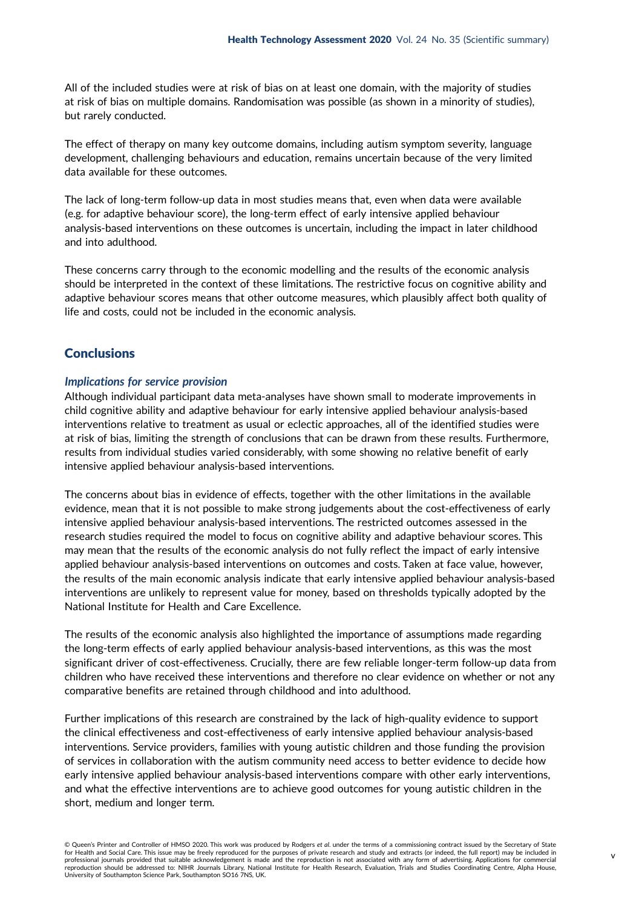All of the included studies were at risk of bias on at least one domain, with the majority of studies at risk of bias on multiple domains. Randomisation was possible (as shown in a minority of studies), but rarely conducted.

The effect of therapy on many key outcome domains, including autism symptom severity, language development, challenging behaviours and education, remains uncertain because of the very limited data available for these outcomes.

The lack of long-term follow-up data in most studies means that, even when data were available (e.g. for adaptive behaviour score), the long-term effect of early intensive applied behaviour analysis-based interventions on these outcomes is uncertain, including the impact in later childhood and into adulthood.

These concerns carry through to the economic modelling and the results of the economic analysis should be interpreted in the context of these limitations. The restrictive focus on cognitive ability and adaptive behaviour scores means that other outcome measures, which plausibly affect both quality of life and costs, could not be included in the economic analysis.

## Conclusions

### *Implications for service provision*

Although individual participant data meta-analyses have shown small to moderate improvements in child cognitive ability and adaptive behaviour for early intensive applied behaviour analysis-based interventions relative to treatment as usual or eclectic approaches, all of the identified studies were at risk of bias, limiting the strength of conclusions that can be drawn from these results. Furthermore, results from individual studies varied considerably, with some showing no relative benefit of early intensive applied behaviour analysis-based interventions.

The concerns about bias in evidence of effects, together with the other limitations in the available evidence, mean that it is not possible to make strong judgements about the cost-effectiveness of early intensive applied behaviour analysis-based interventions. The restricted outcomes assessed in the research studies required the model to focus on cognitive ability and adaptive behaviour scores. This may mean that the results of the economic analysis do not fully reflect the impact of early intensive applied behaviour analysis-based interventions on outcomes and costs. Taken at face value, however, the results of the main economic analysis indicate that early intensive applied behaviour analysis-based interventions are unlikely to represent value for money, based on thresholds typically adopted by the National Institute for Health and Care Excellence.

The results of the economic analysis also highlighted the importance of assumptions made regarding the long-term effects of early applied behaviour analysis-based interventions, as this was the most significant driver of cost-effectiveness. Crucially, there are few reliable longer-term follow-up data from children who have received these interventions and therefore no clear evidence on whether or not any comparative benefits are retained through childhood and into adulthood.

Further implications of this research are constrained by the lack of high-quality evidence to support the clinical effectiveness and cost-effectiveness of early intensive applied behaviour analysis-based interventions. Service providers, families with young autistic children and those funding the provision of services in collaboration with the autism community need access to better evidence to decide how early intensive applied behaviour analysis-based interventions compare with other early interventions, and what the effective interventions are to achieve good outcomes for young autistic children in the short, medium and longer term.

© Queen's Printer and Controller of HMSO 2020. This work was produced by Rodgers *et al.* under the terms of a commissioning contract issued by the Secretary of State for Health and Social Care. This issue may be freely reproduced for the purposes of private research and study and extracts (or indeed, the full report) may be included in professional journals provided that suitable acknowledgement is made and the reproduction is not associated with any form of advertising. Applications for commercial reproduction should be addressed to: NIHR Journals Library, National Institute for Health Research, Evaluation, Trials and Studies Coordinating Centre, Alpha House, University of Southampton Science Park, Southampton SO16 7NS, UK.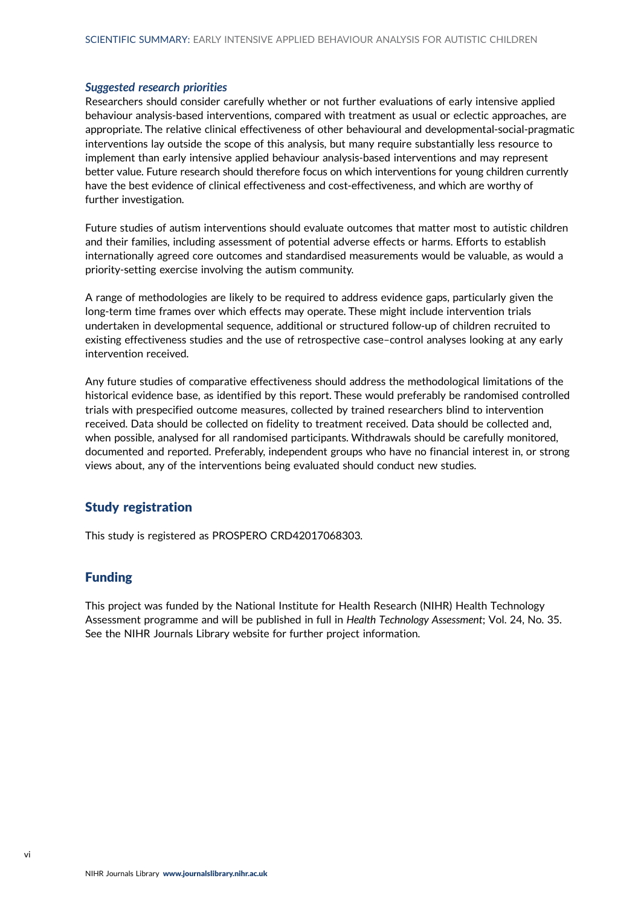### *Suggested research priorities*

Researchers should consider carefully whether or not further evaluations of early intensive applied behaviour analysis-based interventions, compared with treatment as usual or eclectic approaches, are appropriate. The relative clinical effectiveness of other behavioural and developmental-social-pragmatic interventions lay outside the scope of this analysis, but many require substantially less resource to implement than early intensive applied behaviour analysis-based interventions and may represent better value. Future research should therefore focus on which interventions for young children currently have the best evidence of clinical effectiveness and cost-effectiveness, and which are worthy of further investigation.

Future studies of autism interventions should evaluate outcomes that matter most to autistic children and their families, including assessment of potential adverse effects or harms. Efforts to establish internationally agreed core outcomes and standardised measurements would be valuable, as would a priority-setting exercise involving the autism community.

A range of methodologies are likely to be required to address evidence gaps, particularly given the long-term time frames over which effects may operate. These might include intervention trials undertaken in developmental sequence, additional or structured follow-up of children recruited to existing effectiveness studies and the use of retrospective case–control analyses looking at any early intervention received.

Any future studies of comparative effectiveness should address the methodological limitations of the historical evidence base, as identified by this report. These would preferably be randomised controlled trials with prespecified outcome measures, collected by trained researchers blind to intervention received. Data should be collected on fidelity to treatment received. Data should be collected and, when possible, analysed for all randomised participants. Withdrawals should be carefully monitored, documented and reported. Preferably, independent groups who have no financial interest in, or strong views about, any of the interventions being evaluated should conduct new studies.

## Study registration

This study is registered as PROSPERO CRD42017068303.

## Funding

This project was funded by the National Institute for Health Research (NIHR) Health Technology Assessment programme and will be published in full in *Health Technology Assessment*; Vol. 24, No. 35. See the NIHR Journals Library website for further project information.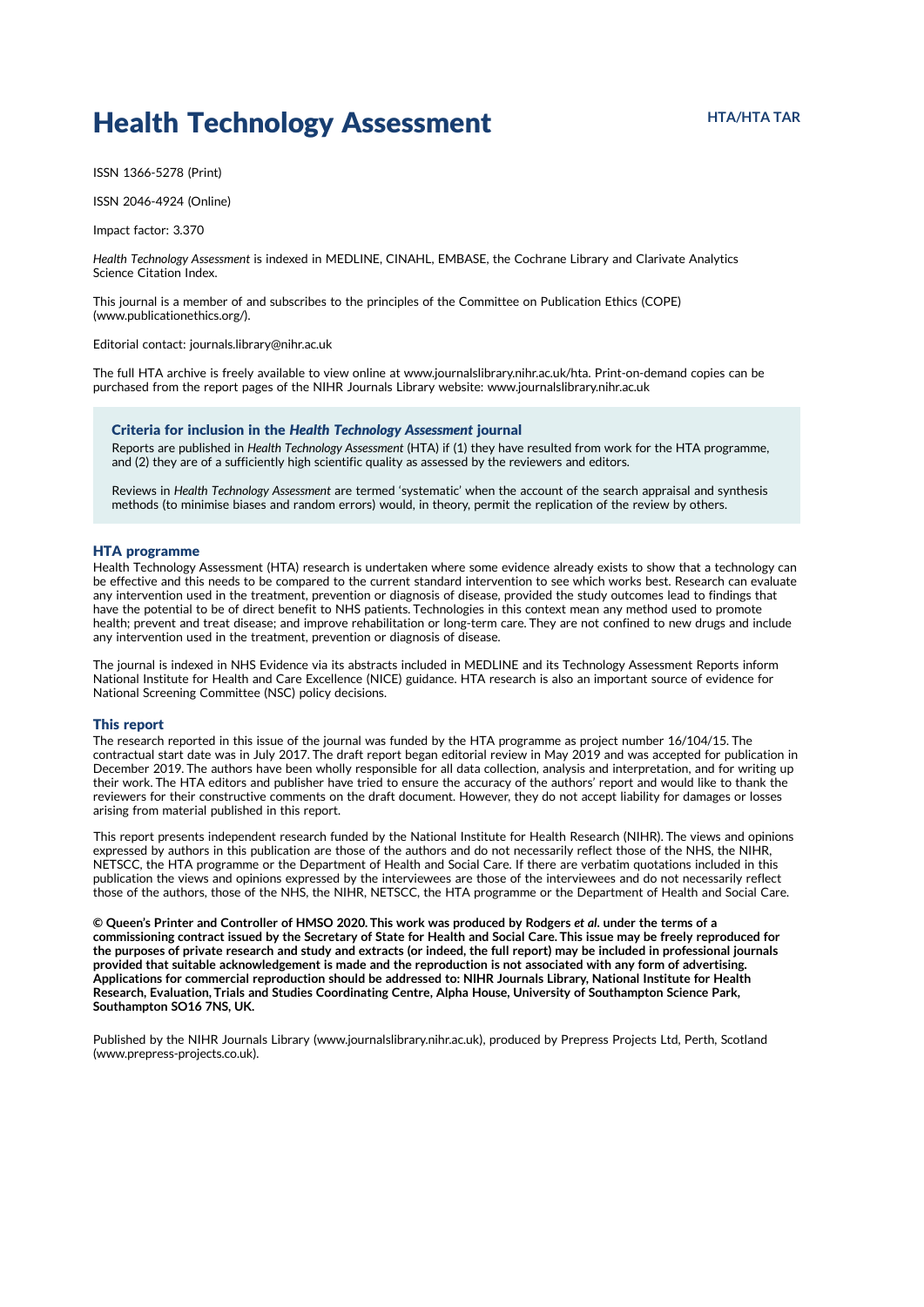# Health Technology Assessment

**HTA/HTA TAR**

ISSN 1366-5278 (Print)

ISSN 2046-4924 (Online)

Impact factor: 3.370

*Health Technology Assessment* is indexed in MEDLINE, CINAHL, EMBASE, the Cochrane Library and Clarivate Analytics Science Citation Index.

This journal is a member of and subscribes to the principles of the Committee on Publication Ethics (COPE) (www.publicationethics.org/).

Editorial contact: journals.library@nihr.ac.uk

The full HTA archive is freely available to view online at www.journalslibrary.nihr.ac.uk/hta. Print-on-demand copies can be purchased from the report pages of the NIHR Journals Library website: www.journalslibrary.nihr.ac.uk

### Criteria for inclusion in the *Health Technology Assessment* journal

Reports are published in *Health Technology Assessment* (HTA) if (1) they have resulted from work for the HTA programme, and (2) they are of a sufficiently high scientific quality as assessed by the reviewers and editors.

Reviews in *Health Technology Assessment* are termed 'systematic' when the account of the search appraisal and synthesis methods (to minimise biases and random errors) would, in theory, permit the replication of the review by others.

### HTA programme

Health Technology Assessment (HTA) research is undertaken where some evidence already exists to show that a technology can be effective and this needs to be compared to the current standard intervention to see which works best. Research can evaluate any intervention used in the treatment, prevention or diagnosis of disease, provided the study outcomes lead to findings that have the potential to be of direct benefit to NHS patients. Technologies in this context mean any method used to promote health; prevent and treat disease; and improve rehabilitation or long-term care. They are not confined to new drugs and include any intervention used in the treatment, prevention or diagnosis of disease.

The journal is indexed in NHS Evidence via its abstracts included in MEDLINE and its Technology Assessment Reports inform National Institute for Health and Care Excellence (NICE) guidance. HTA research is also an important source of evidence for National Screening Committee (NSC) policy decisions.

### This report

The research reported in this issue of the journal was funded by the HTA programme as project number 16/104/15. The contractual start date was in July 2017. The draft report began editorial review in May 2019 and was accepted for publication in December 2019. The authors have been wholly responsible for all data collection, analysis and interpretation, and for writing up their work. The HTA editors and publisher have tried to ensure the accuracy of the authors' report and would like to thank the reviewers for their constructive comments on the draft document. However, they do not accept liability for damages or losses arising from material published in this report.

This report presents independent research funded by the National Institute for Health Research (NIHR). The views and opinions expressed by authors in this publication are those of the authors and do not necessarily reflect those of the NHS, the NIHR, NETSCC, the HTA programme or the Department of Health and Social Care. If there are verbatim quotations included in this publication the views and opinions expressed by the interviewees are those of the interviewees and do not necessarily reflect those of the authors, those of the NHS, the NIHR, NETSCC, the HTA programme or the Department of Health and Social Care.

**© Queen's Printer and Controller of HMSO 2020. This work was produced by Rodgers *et al.* under the terms of a commissioning contract issued by the Secretary of State for Health and Social Care. This issue may be freely reproduced for the purposes of private research and study and extracts (or indeed, the full report) may be included in professional journals provided that suitable acknowledgement is made and the reproduction is not associated with any form of advertising. Applications for commercial reproduction should be addressed to: NIHR Journals Library, National Institute for Health Research, Evaluation, Trials and Studies Coordinating Centre, Alpha House, University of Southampton Science Park, Southampton SO16 7NS, UK.**

Published by the NIHR Journals Library (www.journalslibrary.nihr.ac.uk), produced by Prepress Projects Ltd, Perth, Scotland (www.prepress-projects.co.uk).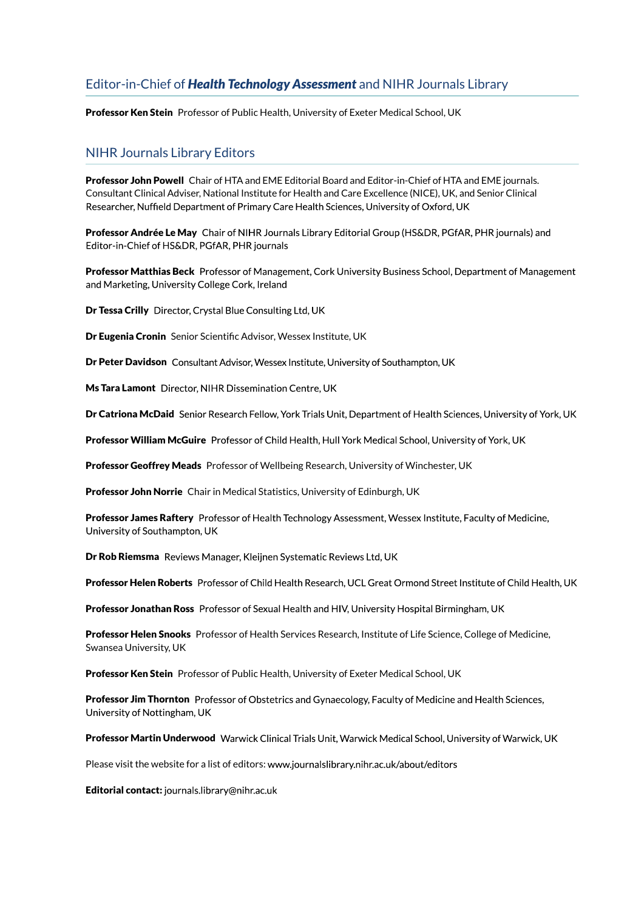## Editor-in-Chief of ***Health Technology Assessment*** and NIHR Journals Library

**Professor Ken Stein** Professor of Public Health, University of Exeter Medical School, UK

## NIHR Journals Library Editors

**Professor John Powell** Chair of HTA and EME Editorial Board and Editor-in-Chief of HTA and EME journals. Consultant Clinical Adviser, National Institute for Health and Care Excellence (NICE), UK, and Senior Clinical Researcher, Nuffield Department of Primary Care Health Sciences, University of Oxford, UK

**Professor Andrée Le May** Chair of NIHR Journals Library Editorial Group (HS&DR, PGfAR, PHR journals) and Editor-in-Chief of HS&DR, PGfAR, PHR journals

**Professor Matthias Beck** Professor of Management, Cork University Business School, Department of Management and Marketing, University College Cork, Ireland

**Dr Tessa Crilly** Director, Crystal Blue Consulting Ltd, UK

**Dr Eugenia Cronin** Senior Scientific Advisor, Wessex Institute, UK

**Dr Peter Davidson** Consultant Advisor, Wessex Institute, University of Southampton, UK

**Ms Tara Lamont** Director, NIHR Dissemination Centre, UK

**Dr Catriona McDaid** Senior Research Fellow, York Trials Unit, Department of Health Sciences, University of York, UK

**Professor William McGuire** Professor of Child Health, Hull York Medical School, University of York, UK

**Professor Geoffrey Meads** Professor of Wellbeing Research, University of Winchester, UK

**Professor John Norrie** Chair in Medical Statistics, University of Edinburgh, UK

**Professor James Raftery** Professor of Health Technology Assessment, Wessex Institute, Faculty of Medicine, University of Southampton, UK

**Dr Rob Riemsma** Reviews Manager, Kleijnen Systematic Reviews Ltd, UK

**Professor Helen Roberts** Professor of Child Health Research, UCL Great Ormond Street Institute of Child Health, UK

**Professor Jonathan Ross** Professor of Sexual Health and HIV, University Hospital Birmingham, UK

**Professor Helen Snooks** Professor of Health Services Research, Institute of Life Science, College of Medicine, Swansea University, UK

**Professor Ken Stein** Professor of Public Health, University of Exeter Medical School, UK

**Professor Jim Thornton** Professor of Obstetrics and Gynaecology, Faculty of Medicine and Health Sciences, University of Nottingham, UK

**Professor Martin Underwood** Warwick Clinical Trials Unit, Warwick Medical School, University of Warwick, UK

Please visit the website for a list of editors: www.journalslibrary.nihr.ac.uk/about/editors

**Editorial contact:** journals.library@nihr.ac.uk